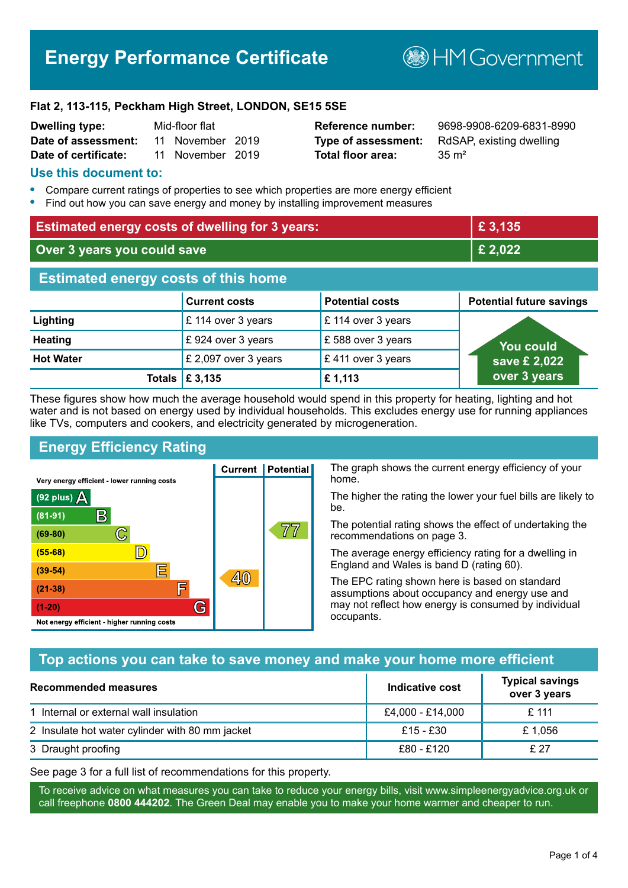# Energy Performance Certificate

HM Government

**Flat 2, 113-115, Peckham High Street, LONDON, SE15 5SE**

| | | | |
|---|---|---|---|
| **Dwelling type:** | Mid-floor flat | **Reference number:** | 9698-9908-6209-6831-8990 |
| **Date of assessment:** | 11 November 2019 | **Type of assessment:** | RdSAP, existing dwelling |
| **Date of certificate:** | 11 November 2019 | **Total floor area:** | 35 m² |

## Use this document to:

- Compare current ratings of properties to see which properties are more energy efficient
- Find out how you can save energy and money by installing improvement measures

| | |
|---|---|
| **Estimated energy costs of dwelling for 3 years:** | **£ 3,135** |
| **Over 3 years you could save** | **£ 2,022** |

## Estimated energy costs of this home

| | Current costs | Potential costs | Potential future savings |
|---|---|---|---|
| **Lighting** | £ 114 over 3 years | £ 114 over 3 years | You could save £ 2,022 over 3 years |
| **Heating** | £ 924 over 3 years | £ 588 over 3 years | |
| **Hot Water** | £ 2,097 over 3 years | £ 411 over 3 years | |
| **Totals** | **£ 3,135** | **£ 1,113** | |

These figures show how much the average household would spend in this property for heating, lighting and hot water and is not based on energy used by individual households. This excludes energy use for running appliances like TVs, computers and cookers, and electricity generated by microgeneration.

## Energy Efficiency Rating

| Rating | Current | Potential |
|---|---|---|
| Very energy efficient - lower running costs | | |
| (92 plus) A | | |
| (81-91) B | | |
| (69-80) C | | 77 |
| (55-68) D | | |
| (39-54) E | 40 | |
| (21-38) F | | |
| (1-20) G | | |
| Not energy efficient - higher running costs | | |

The graph shows the current energy efficiency of your home.

The higher the rating the lower your fuel bills are likely to be.

The potential rating shows the effect of undertaking the recommendations on page 3.

The average energy efficiency rating for a dwelling in England and Wales is band D (rating 60).

The EPC rating shown here is based on standard assumptions about occupancy and energy use and may not reflect how energy is consumed by individual occupants.

## Top actions you can take to save money and make your home more efficient

| Recommended measures | Indicative cost | Typical savings over 3 years |
|---|---|---|
| 1 Internal or external wall insulation | £4,000 - £14,000 | £ 111 |
| 2 Insulate hot water cylinder with 80 mm jacket | £15 - £30 | £ 1,056 |
| 3 Draught proofing | £80 - £120 | £ 27 |

See page 3 for a full list of recommendations for this property.

To receive advice on what measures you can take to reduce your energy bills, visit www.simpleenergyadvice.org.uk or call freephone **0800 444202**. The Green Deal may enable you to make your home warmer and cheaper to run.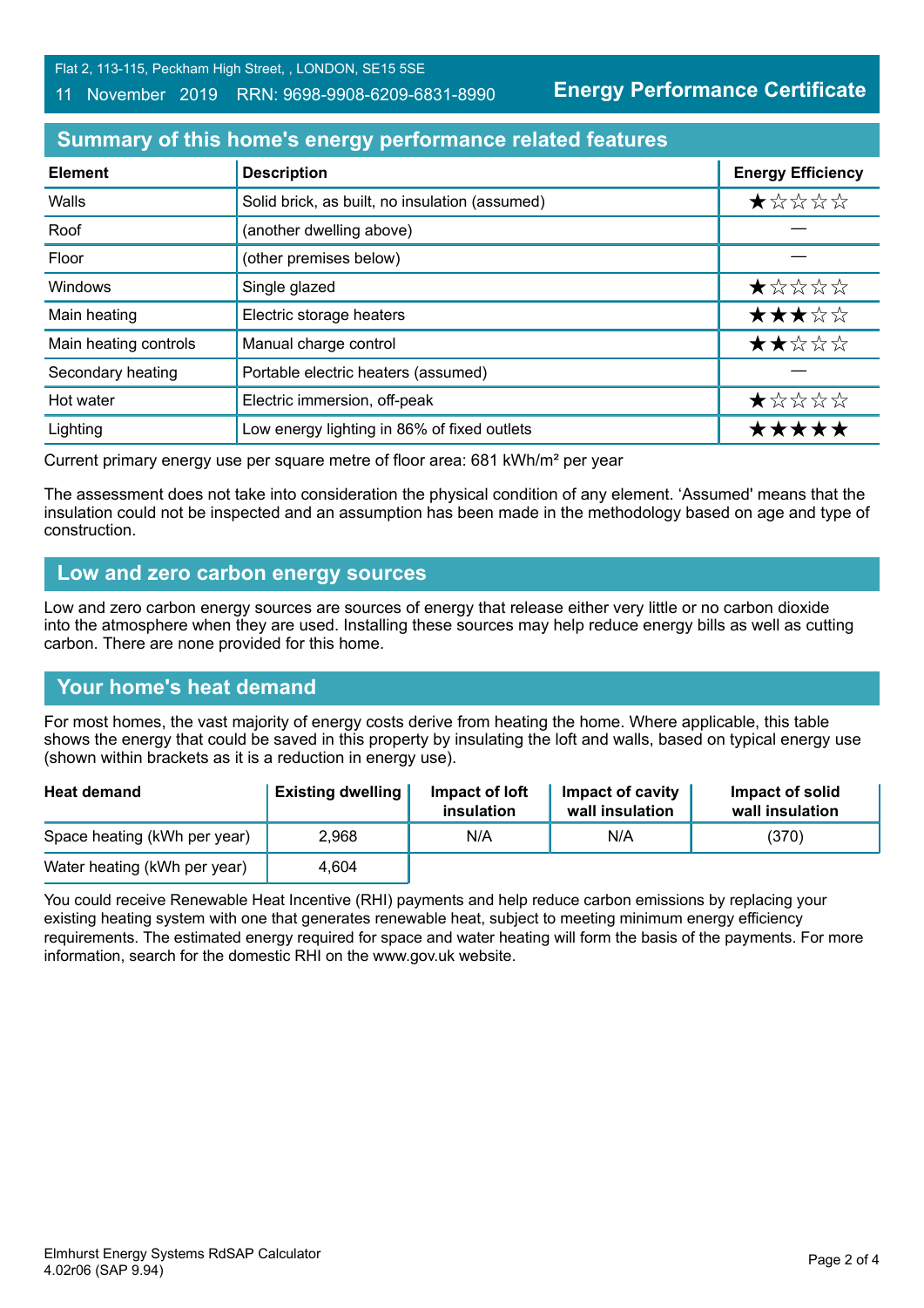## Summary of this home's energy performance related features

| Element | Description | Energy Efficiency |
|---|---|---|
| Walls | Solid brick, as built, no insulation (assumed) | ★☆☆☆☆ |
| Roof | (another dwelling above) | — |
| Floor | (other premises below) | — |
| Windows | Single glazed | ★☆☆☆☆ |
| Main heating | Electric storage heaters | ★★★☆☆ |
| Main heating controls | Manual charge control | ★★☆☆☆ |
| Secondary heating | Portable electric heaters (assumed) | — |
| Hot water | Electric immersion, off-peak | ★☆☆☆☆ |
| Lighting | Low energy lighting in 86% of fixed outlets | ★★★★★ |

Current primary energy use per square metre of floor area: 681 kWh/m² per year

The assessment does not take into consideration the physical condition of any element. 'Assumed' means that the insulation could not be inspected and an assumption has been made in the methodology based on age and type of construction.

## Low and zero carbon energy sources

Low and zero carbon energy sources are sources of energy that release either very little or no carbon dioxide into the atmosphere when they are used. Installing these sources may help reduce energy bills as well as cutting carbon. There are none provided for this home.

## Your home's heat demand

For most homes, the vast majority of energy costs derive from heating the home. Where applicable, this table shows the energy that could be saved in this property by insulating the loft and walls, based on typical energy use (shown within brackets as it is a reduction in energy use).

| Heat demand | Existing dwelling | Impact of loft insulation | Impact of cavity wall insulation | Impact of solid wall insulation |
|---|---|---|---|---|
| Space heating (kWh per year) | 2,968 | N/A | N/A | (370) |
| Water heating (kWh per year) | 4,604 | | | |

You could receive Renewable Heat Incentive (RHI) payments and help reduce carbon emissions by replacing your existing heating system with one that generates renewable heat, subject to meeting minimum energy efficiency requirements. The estimated energy required for space and water heating will form the basis of the payments. For more information, search for the domestic RHI on the www.gov.uk website.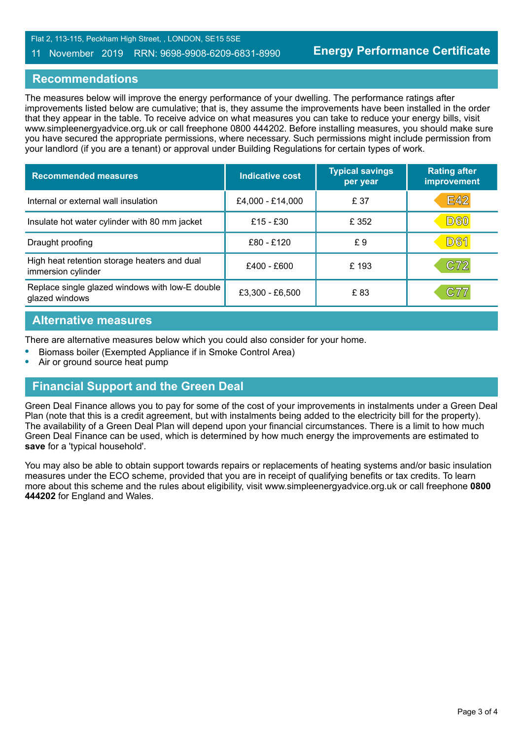Flat 2, 113-115, Peckham High Street, , LONDON, SE15 5SE

11 November 2019 RRN: 9698-9908-6209-6831-8990

**Energy Performance Certificate**

## Recommendations

The measures below will improve the energy performance of your dwelling. The performance ratings after improvements listed below are cumulative; that is, they assume the improvements have been installed in the order that they appear in the table. To receive advice on what measures you can take to reduce your energy bills, visit www.simpleenergyadvice.org.uk or call freephone 0800 444202. Before installing measures, you should make sure you have secured the appropriate permissions, where necessary. Such permissions might include permission from your landlord (if you are a tenant) or approval under Building Regulations for certain types of work.

| Recommended measures | Indicative cost | Typical savings per year | Rating after improvement |
| --- | --- | --- | --- |
| Internal or external wall insulation | £4,000 - £14,000 | £ 37 | E42 |
| Insulate hot water cylinder with 80 mm jacket | £15 - £30 | £ 352 | D60 |
| Draught proofing | £80 - £120 | £ 9 | D61 |
| High heat retention storage heaters and dual immersion cylinder | £400 - £600 | £ 193 | C72 |
| Replace single glazed windows with low-E double glazed windows | £3,300 - £6,500 | £ 83 | C77 |

## Alternative measures

There are alternative measures below which you could also consider for your home.

- Biomass boiler (Exempted Appliance if in Smoke Control Area)
- Air or ground source heat pump

## Financial Support and the Green Deal

Green Deal Finance allows you to pay for some of the cost of your improvements in instalments under a Green Deal Plan (note that this is a credit agreement, but with instalments being added to the electricity bill for the property). The availability of a Green Deal Plan will depend upon your financial circumstances. There is a limit to how much Green Deal Finance can be used, which is determined by how much energy the improvements are estimated to **save** for a 'typical household'.

You may also be able to obtain support towards repairs or replacements of heating systems and/or basic insulation measures under the ECO scheme, provided that you are in receipt of qualifying benefits or tax credits. To learn more about this scheme and the rules about eligibility, visit www.simpleenergyadvice.org.uk or call freephone **0800 444202** for England and Wales.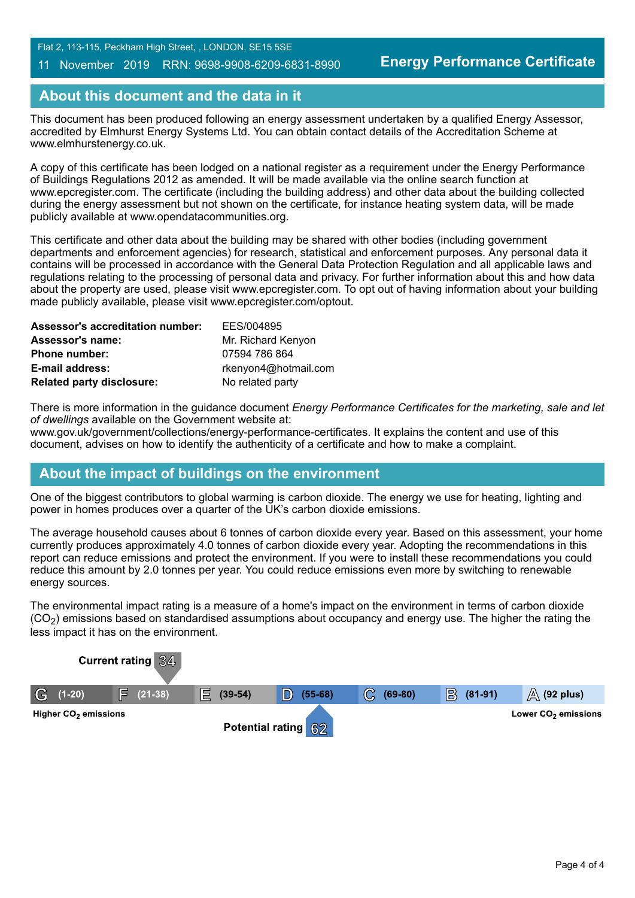Flat 2, 113-115, Peckham High Street, , LONDON, SE15 5SE
11 November 2019 RRN: 9698-9908-6209-6831-8990

**Energy Performance Certificate**

## About this document and the data in it

This document has been produced following an energy assessment undertaken by a qualified Energy Assessor, accredited by Elmhurst Energy Systems Ltd. You can obtain contact details of the Accreditation Scheme at www.elmhurstenergy.co.uk.

A copy of this certificate has been lodged on a national register as a requirement under the Energy Performance of Buildings Regulations 2012 as amended. It will be made available via the online search function at www.epcregister.com. The certificate (including the building address) and other data about the building collected during the energy assessment but not shown on the certificate, for instance heating system data, will be made publicly available at www.opendatacommunities.org.

This certificate and other data about the building may be shared with other bodies (including government departments and enforcement agencies) for research, statistical and enforcement purposes. Any personal data it contains will be processed in accordance with the General Data Protection Regulation and all applicable laws and regulations relating to the processing of personal data and privacy. For further information about this and how data about the property are used, please visit www.epcregister.com. To opt out of having information about your building made publicly available, please visit www.epcregister.com/optout.

| | |
|---|---|
| **Assessor's accreditation number:** | EES/004895 |
| **Assessor's name:** | Mr. Richard Kenyon |
| **Phone number:** | 07594 786 864 |
| **E-mail address:** | rkenyon4@hotmail.com |
| **Related party disclosure:** | No related party |

There is more information in the guidance document *Energy Performance Certificates for the marketing, sale and let of dwellings* available on the Government website at: www.gov.uk/government/collections/energy-performance-certificates. It explains the content and use of this document, advises on how to identify the authenticity of a certificate and how to make a complaint.

## About the impact of buildings on the environment

One of the biggest contributors to global warming is carbon dioxide. The energy we use for heating, lighting and power in homes produces over a quarter of the UK's carbon dioxide emissions.

The average household causes about 6 tonnes of carbon dioxide every year. Based on this assessment, your home currently produces approximately 4.0 tonnes of carbon dioxide every year. Adopting the recommendations in this report can reduce emissions and protect the environment. If you were to install these recommendations you could reduce this amount by 2.0 tonnes per year. You could reduce emissions even more by switching to renewable energy sources.

The environmental impact rating is a measure of a home's impact on the environment in terms of carbon dioxide ($CO_2$) emissions based on standardised assumptions about occupancy and energy use. The higher the rating the less impact it has on the environment.

Current rating 34

G (1-20) F (21-38) E (39-54) D (55-68) C (69-80) B (81-91) A (92 plus)

Higher $CO_2$ emissions

Lower $CO_2$ emissions

Potential rating 62